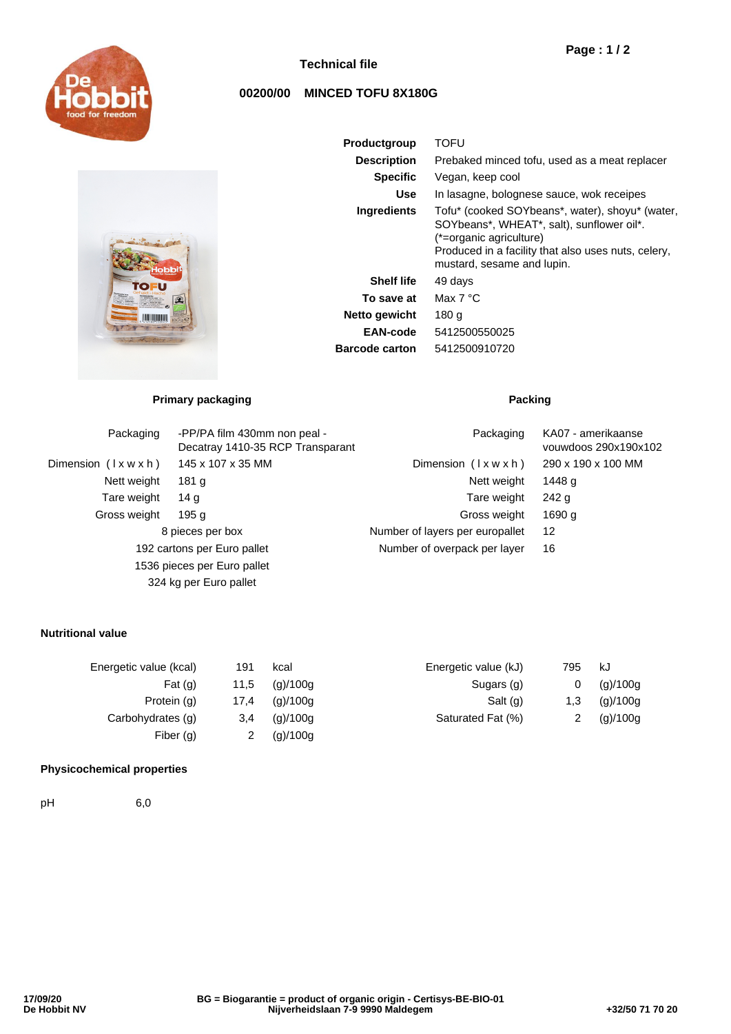## Technical file

### 00200/00 MINCED TOFU 8X180G

| | |
|---|---|
| **Productgroup** | TOFU |
| **Description** | Prebaked minced tofu, used as a meat replacer |
| **Specific** | Vegan, keep cool |
| **Use** | In lasagne, bolognese sauce, wok receipes |
| **Ingredients** | Tofu* (cooked SOYbeans*, water), shoyu* (water, SOYbeans*, WHEAT*, salt), sunflower oil*. (*=organic agriculture) Produced in a facility that also uses nuts, celery, mustard, sesame and lupin. |
| **Shelf life** | 49 days |
| **To save at** | Max 7 °C |
| **Netto gewicht** | 180 g |
| **EAN-code** | 5412500550025 |
| **Barcode carton** | 5412500910720 |

### Primary packaging

| | |
|---|---|
| Packaging | -PP/PA film 430mm non peal - Decatray 1410-35 RCP Transparant |
| Dimension ( l x w x h ) | 145 x 107 x 35 MM |
| Nett weight | 181 g |
| Tare weight | 14 g |
| Gross weight | 195 g |

8 pieces per box

192 cartons per Euro pallet

1536 pieces per Euro pallet

324 kg per Euro pallet

### Packing

| | |
|---|---|
| Packaging | KA07 - amerikaanse vouwdoos 290x190x102 |
| Dimension ( l x w x h ) | 290 x 190 x 100 MM |
| Nett weight | 1448 g |
| Tare weight | 242 g |
| Gross weight | 1690 g |
| Number of layers per europallet | 12 |
| Number of overpack per layer | 16 |

### Nutritional value

| | | |
|---|---|---|
| Energetic value (kcal) | 191 | kcal |
| Fat (g) | 11,5 | (g)/100g |
| Protein (g) | 17,4 | (g)/100g |
| Carbohydrates (g) | 3,4 | (g)/100g |
| Fiber (g) | 2 | (g)/100g |
| Energetic value (kJ) | 795 | kJ |
| Sugars (g) | 0 | (g)/100g |
| Salt (g) | 1,3 | (g)/100g |
| Saturated Fat (%) | 2 | (g)/100g |

### Physicochemical properties

pH 6,0

17/09/20
De Hobbit NV

**BG = Biogarantie = product of organic origin - Certisys-BE-BIO-01**
**Nijverheidslaan 7-9 9990 Maldegem**

+32/50 71 70 20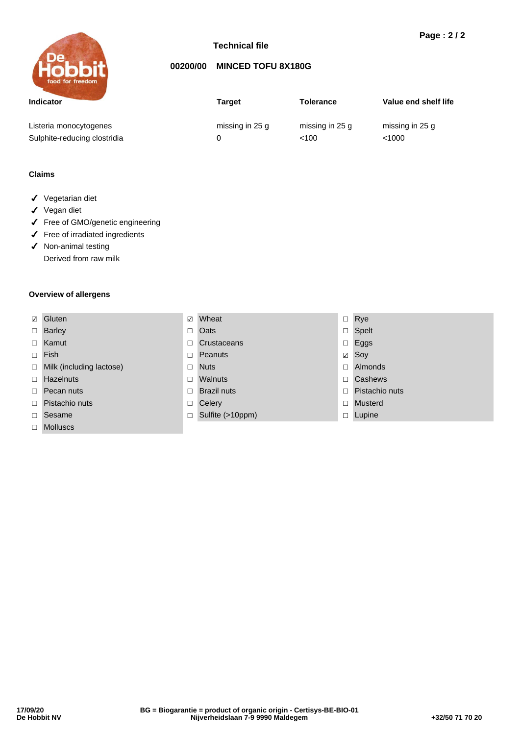Technical file

**00200/00 MINCED TOFU 8X180G**

| Indicator | Target | Tolerance | Value end shelf life |
|---|---|---|---|
| Listeria monocytogenes | missing in 25 g | missing in 25 g | missing in 25 g |
| Sulphite-reducing clostridia | 0 | <100 | <1000 |

## Claims

- ✓ Vegetarian diet
- ✓ Vegan diet
- ✓ Free of GMO/genetic engineering
- ✓ Free of irradiated ingredients
- ✓ Non-animal testing
- Derived from raw milk

## Overview of allergens

| | | |
|---|---|---|
| ☑ Gluten | ☑ Wheat | ☐ Rye |
| ☐ Barley | ☐ Oats | ☐ Spelt |
| ☐ Kamut | ☐ Crustaceans | ☐ Eggs |
| ☐ Fish | ☐ Peanuts | ☑ Soy |
| ☐ Milk (including lactose) | ☐ Nuts | ☐ Almonds |
| ☐ Hazelnuts | ☐ Walnuts | ☐ Cashews |
| ☐ Pecan nuts | ☐ Brazil nuts | ☐ Pistachio nuts |
| ☐ Pistachio nuts | ☐ Celery | ☐ Musterd |
| ☐ Sesame | ☐ Sulfite (>10ppm) | ☐ Lupine |
| ☐ Molluscs | | |

17/09/20
De Hobbit NV

BG = Biogarantie = product of organic origin - Certisys-BE-BIO-01
Nijverheidslaan 7-9 9990 Maldegem

+32/50 71 70 20